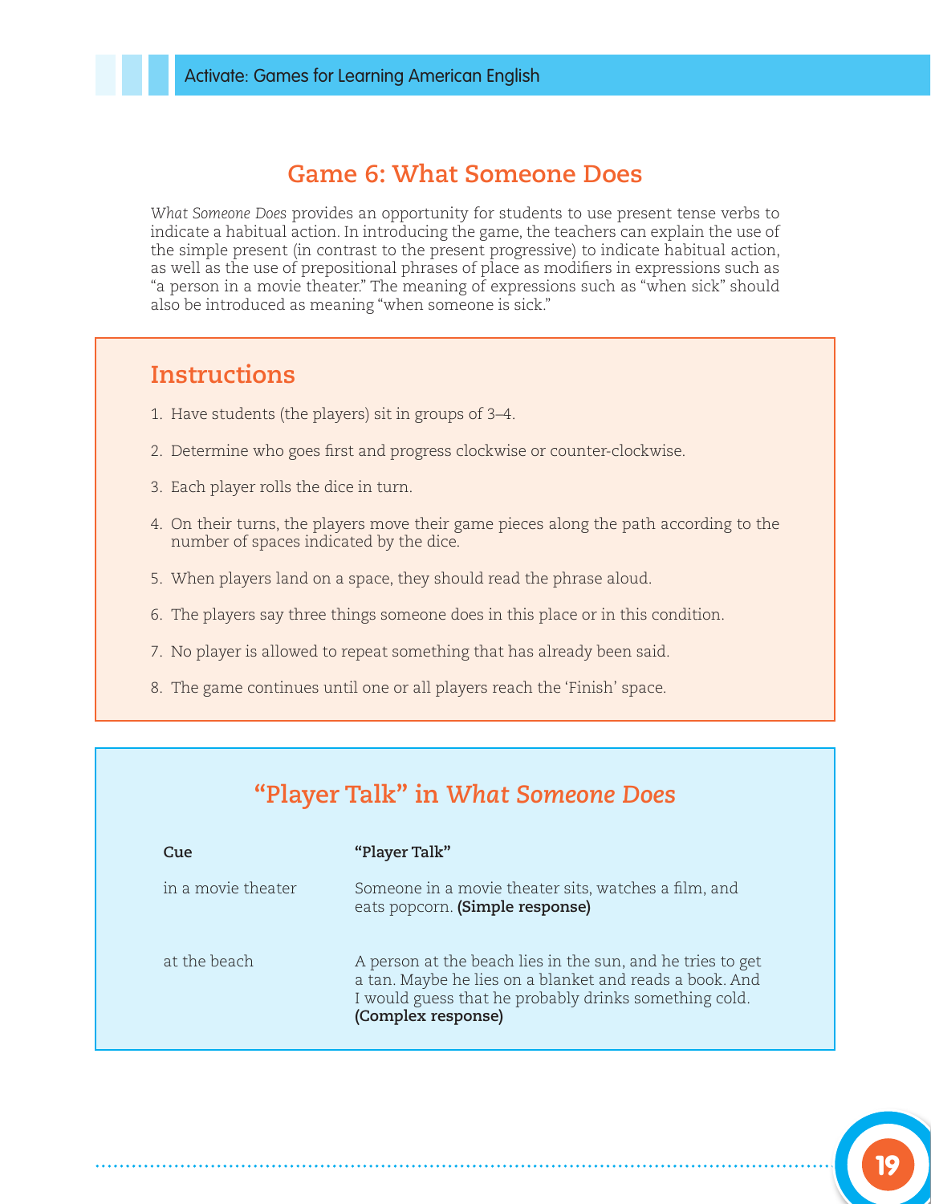## Game 6: What Someone Does

*What Someone Does* provides an opportunity for students to use present tense verbs to indicate a habitual action. In introducing the game, the teachers can explain the use of the simple present (in contrast to the present progressive) to indicate habitual action, as well as the use of prepositional phrases of place as modifiers in expressions such as "a person in a movie theater." The meaning of expressions such as "when sick" should also be introduced as meaning "when someone is sick."

### Instructions

1. Have students (the players) sit in groups of 3–4.
2. Determine who goes first and progress clockwise or counter-clockwise.
3. Each player rolls the dice in turn.
4. On their turns, the players move their game pieces along the path according to the number of spaces indicated by the dice.
5. When players land on a space, they should read the phrase aloud.
6. The players say three things someone does in this place or in this condition.
7. No player is allowed to repeat something that has already been said.
8. The game continues until one or all players reach the 'Finish' space.

### "Player Talk" in *What Someone Does*

| Cue | "Player Talk" |
|---|---|
| in a movie theater | Someone in a movie theater sits, watches a film, and eats popcorn. **(Simple response)** |
| at the beach | A person at the beach lies in the sun, and he tries to get a tan. Maybe he lies on a blanket and reads a book. And I would guess that he probably drinks something cold. **(Complex response)** |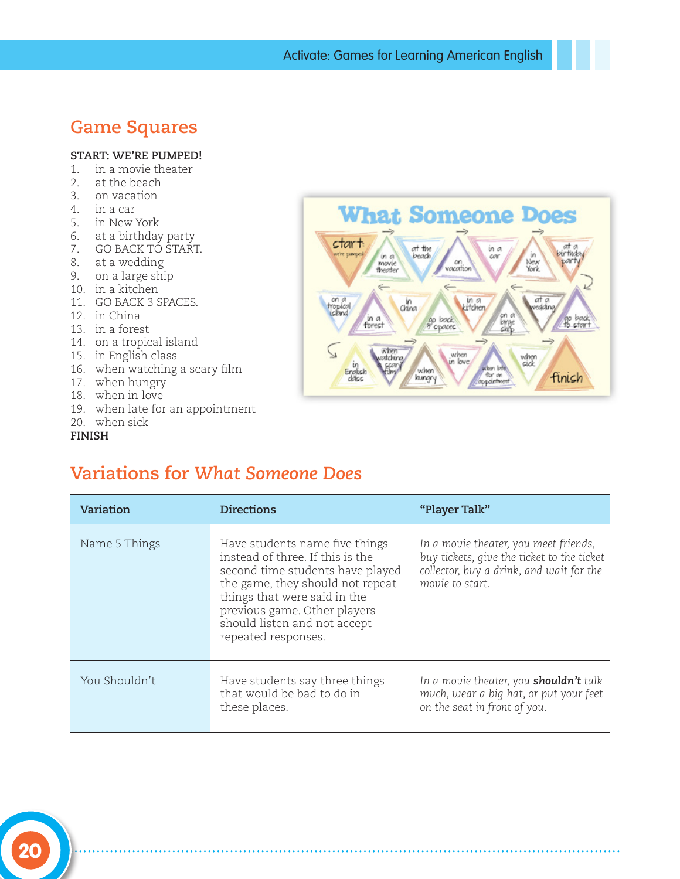## Game Squares

**START: WE'RE PUMPED!**

1. in a movie theater
2. at the beach
3. on vacation
4. in a car
5. in New York
6. at a birthday party
7. GO BACK TO START.
8. at a wedding
9. on a large ship
10. in a kitchen
11. GO BACK 3 SPACES.
12. in China
13. in a forest
14. on a tropical island
15. in English class
16. when watching a scary film
17. when hungry
18. when in love
19. when late for an appointment
20. when sick

**FINISH**

What Someone Does

start
we're pumped
in a movie theater
at the beach
on vacation
in a car
in New York
at a birthday party
go back to start
at a wedding
on a large ship
in a kitchen
go back 3 spaces
in China
in a forest
on a tropical island
in English class
when watching a scary film
when hungry
when in love
when late for an appointment
when sick
finish

## Variations for *What Someone Does*

| Variation | Directions | "Player Talk" |
|---|---|---|
| Name 5 Things | Have students name five things instead of three. If this is the second time students have played the game, they should not repeat things that were said in the previous game. Other players should listen and not accept repeated responses. | *In a movie theater, you meet friends, buy tickets, give the ticket to the ticket collector, buy a drink, and wait for the movie to start.* |
| You Shouldn't | Have students say three things that would be bad to do in these places. | *In a movie theater, you* ***shouldn't*** *talk much, wear a big hat, or put your feet on the seat in front of you.* |